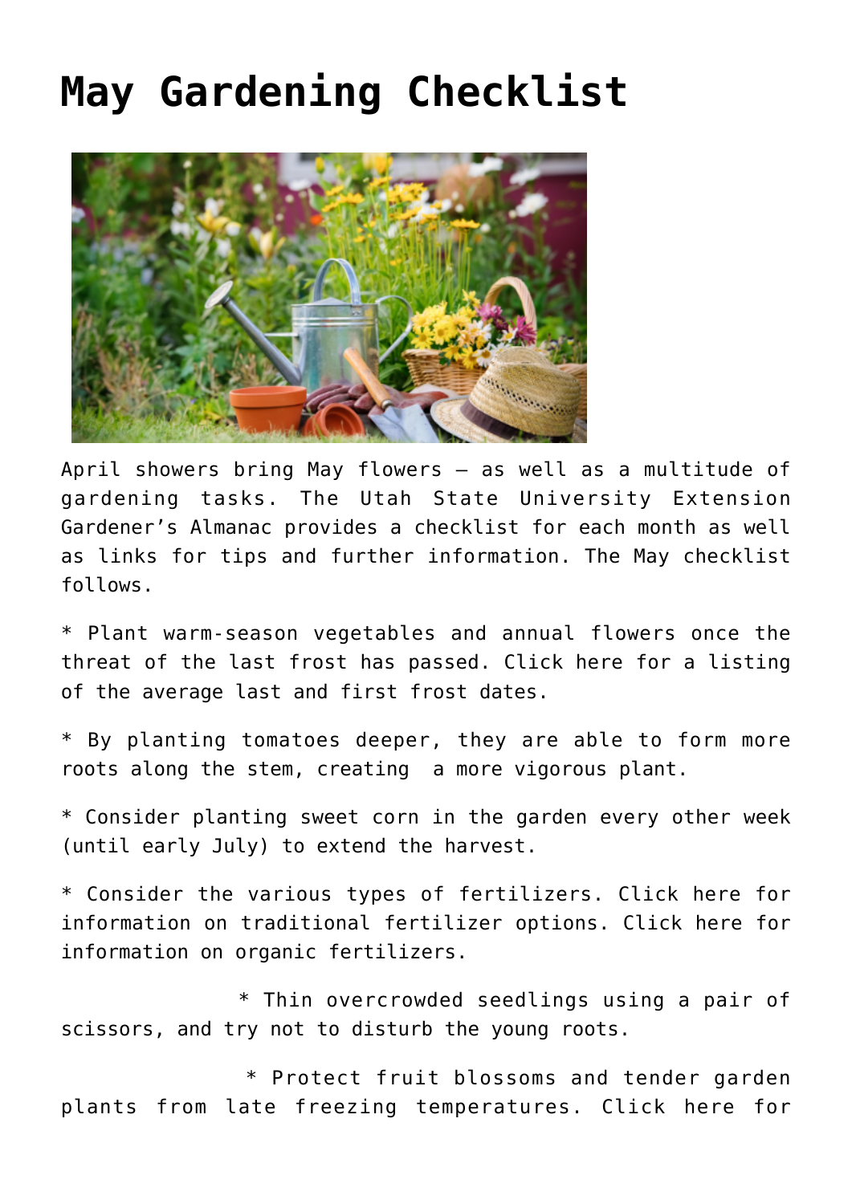# May Gardening Checklist

April showers bring May flowers — as well as a multitude of gardening tasks. The Utah State University Extension Gardener's Almanac provides a checklist for each month as well as links for tips and further information. The May checklist follows.

* Plant warm-season vegetables and annual flowers once the threat of the last frost has passed. Click here for a listing of the average last and first frost dates.

* By planting tomatoes deeper, they are able to form more roots along the stem, creating a more vigorous plant.

* Consider planting sweet corn in the garden every other week (until early July) to extend the harvest.

* Consider the various types of fertilizers. Click here for information on traditional fertilizer options. Click here for information on organic fertilizers.

* Thin overcrowded seedlings using a pair of scissors, and try not to disturb the young roots.

* Protect fruit blossoms and tender garden plants from late freezing temperatures. Click here for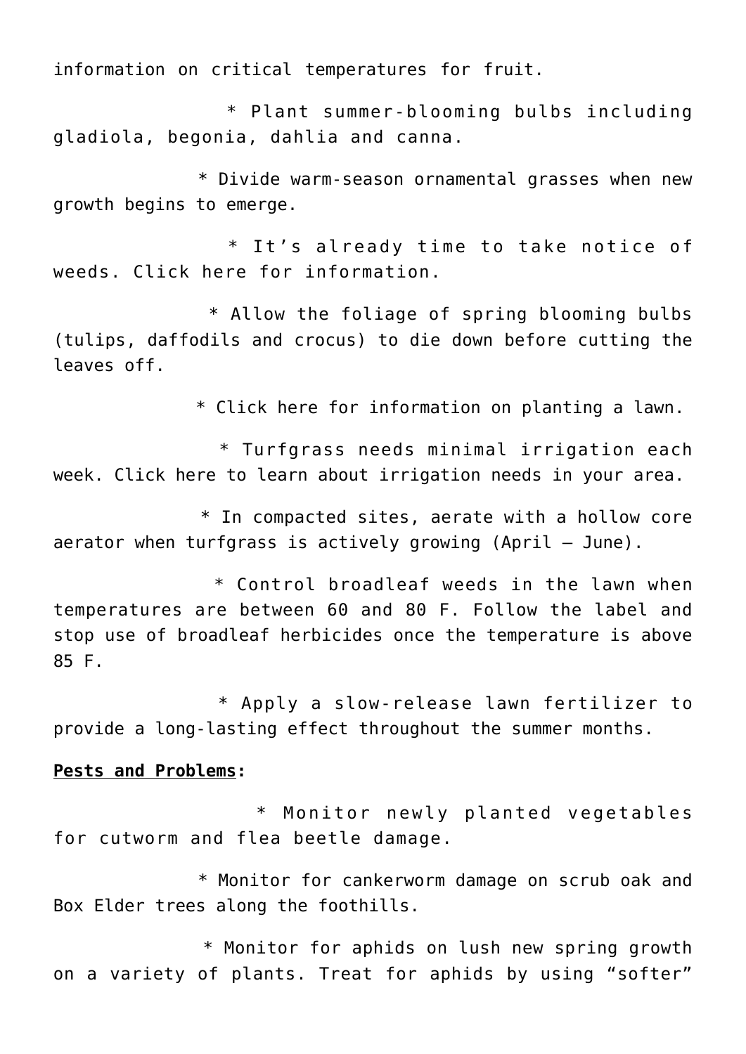information on critical temperatures for fruit.

* Plant summer-blooming bulbs including gladiola, begonia, dahlia and canna.
* Divide warm-season ornamental grasses when new growth begins to emerge.
* It's already time to take notice of weeds. Click here for information.
* Allow the foliage of spring blooming bulbs (tulips, daffodils and crocus) to die down before cutting the leaves off.
* Click here for information on planting a lawn.
* Turfgrass needs minimal irrigation each week. Click here to learn about irrigation needs in your area.
* In compacted sites, aerate with a hollow core aerator when turfgrass is actively growing (April – June).
* Control broadleaf weeds in the lawn when temperatures are between 60 and 80 F. Follow the label and stop use of broadleaf herbicides once the temperature is above 85 F.
* Apply a slow-release lawn fertilizer to provide a long-lasting effect throughout the summer months.

**<u>Pests and Problems</u>:**

* Monitor newly planted vegetables for cutworm and flea beetle damage.
* Monitor for cankerworm damage on scrub oak and Box Elder trees along the foothills.
* Monitor for aphids on lush new spring growth on a variety of plants. Treat for aphids by using "softer"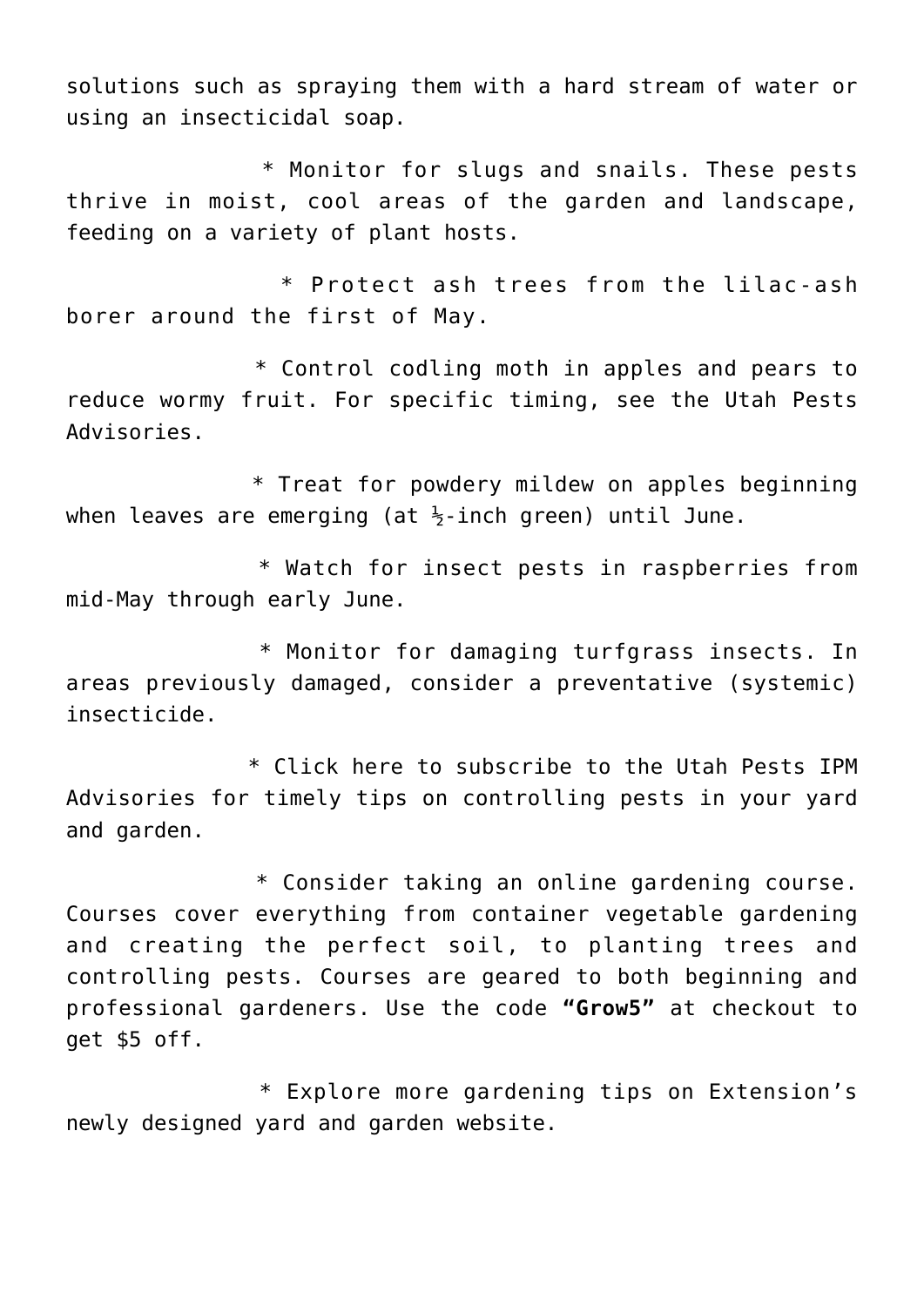solutions such as spraying them with a hard stream of water or using an insecticidal soap.

* Monitor for slugs and snails. These pests thrive in moist, cool areas of the garden and landscape, feeding on a variety of plant hosts.
* Protect ash trees from the lilac-ash borer around the first of May.
* Control codling moth in apples and pears to reduce wormy fruit. For specific timing, see the Utah Pests Advisories.
* Treat for powdery mildew on apples beginning when leaves are emerging (at ½-inch green) until June.
* Watch for insect pests in raspberries from mid-May through early June.
* Monitor for damaging turfgrass insects. In areas previously damaged, consider a preventative (systemic) insecticide.
* Click here to subscribe to the Utah Pests IPM Advisories for timely tips on controlling pests in your yard and garden.
* Consider taking an online gardening course. Courses cover everything from container vegetable gardening and creating the perfect soil, to planting trees and controlling pests. Courses are geared to both beginning and professional gardeners. Use the code **"Grow5"** at checkout to get $5 off.
* Explore more gardening tips on Extension's newly designed yard and garden website.